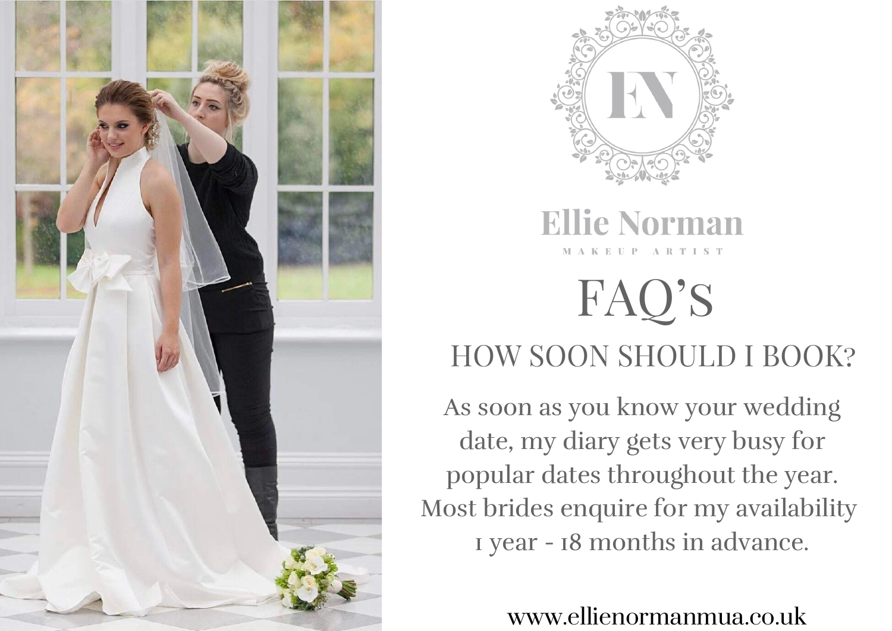# Ellie Norman

MAKEUP ARTIST

## FAQ'S

### HOW SOON SHOULD I BOOK?

As soon as you know your wedding date, my diary gets very busy for popular dates throughout the year. Most brides enquire for my availability 1 year - 18 months in advance.

www.ellienormanmua.co.uk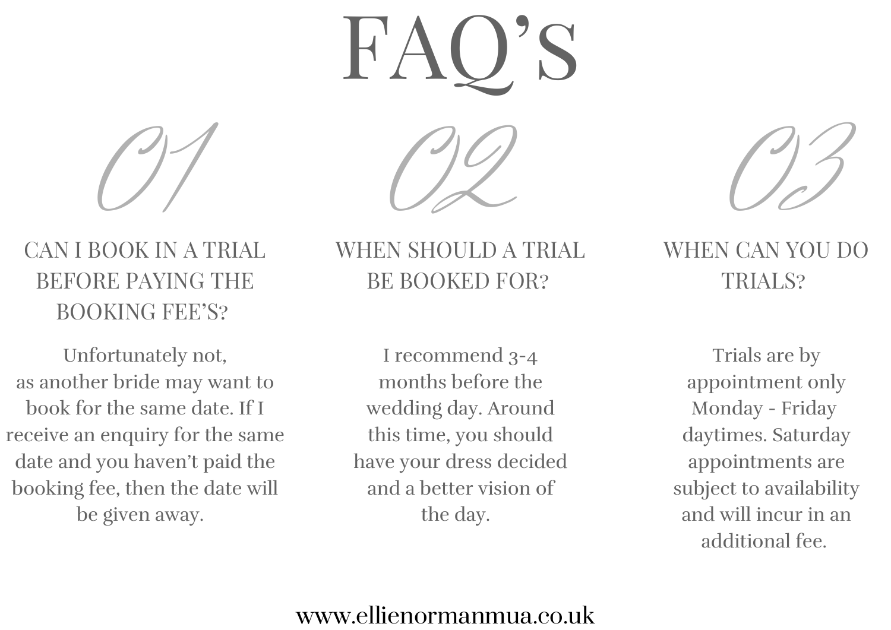# FAQ's

## 01

### CAN I BOOK IN A TRIAL BEFORE PAYING THE BOOKING FEE'S?

Unfortunately not, as another bride may want to book for the same date. If I receive an enquiry for the same date and you haven't paid the booking fee, then the date will be given away.

## 02

### WHEN SHOULD A TRIAL BE BOOKED FOR?

I recommend 3-4 months before the wedding day. Around this time, you should have your dress decided and a better vision of the day.

## 03

### WHEN CAN YOU DO TRIALS?

Trials are by appointment only Monday - Friday daytimes. Saturday appointments are subject to availability and will incur in an additional fee.

www.ellienormanmua.co.uk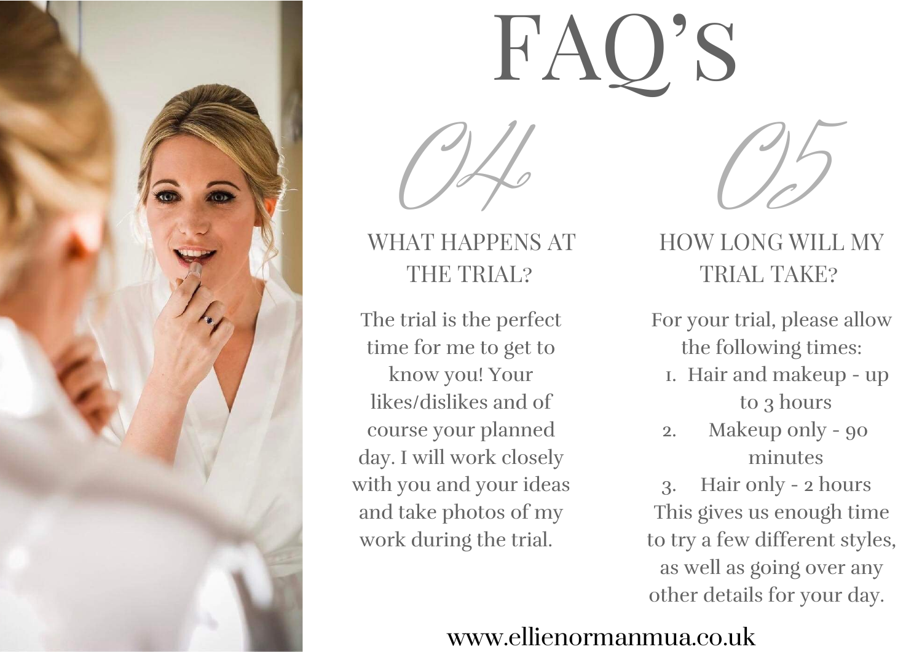# FAQ's

## 04

### WHAT HAPPENS AT THE TRIAL?

The trial is the perfect time for me to get to know you! Your likes/dislikes and of course your planned day. I will work closely with you and your ideas and take photos of my work during the trial.

## 05

### HOW LONG WILL MY TRIAL TAKE?

For your trial, please allow the following times:

1. Hair and makeup - up to 3 hours
2. Makeup only - 90 minutes
3. Hair only - 2 hours

This gives us enough time to try a few different styles, as well as going over any other details for your day.

www.ellienormanmua.co.uk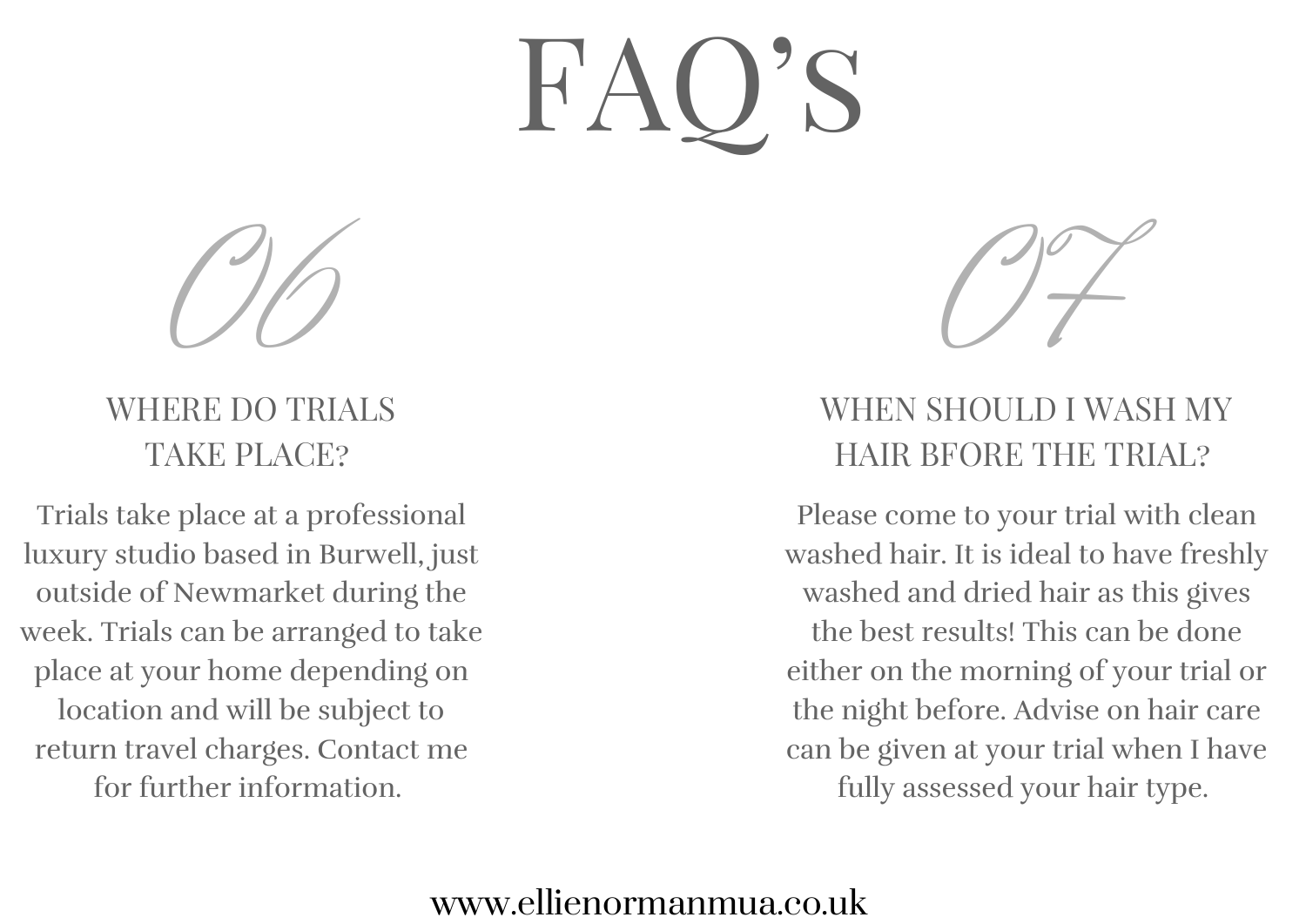# FAQ's

## 06

### WHERE DO TRIALS TAKE PLACE?

Trials take place at a professional luxury studio based in Burwell, just outside of Newmarket during the week. Trials can be arranged to take place at your home depending on location and will be subject to return travel charges. Contact me for further information.

## 07

### WHEN SHOULD I WASH MY HAIR BFORE THE TRIAL?

Please come to your trial with clean washed hair. It is ideal to have freshly washed and dried hair as this gives the best results! This can be done either on the morning of your trial or the night before. Advise on hair care can be given at your trial when I have fully assessed your hair type.

www.ellienormanmua.co.uk